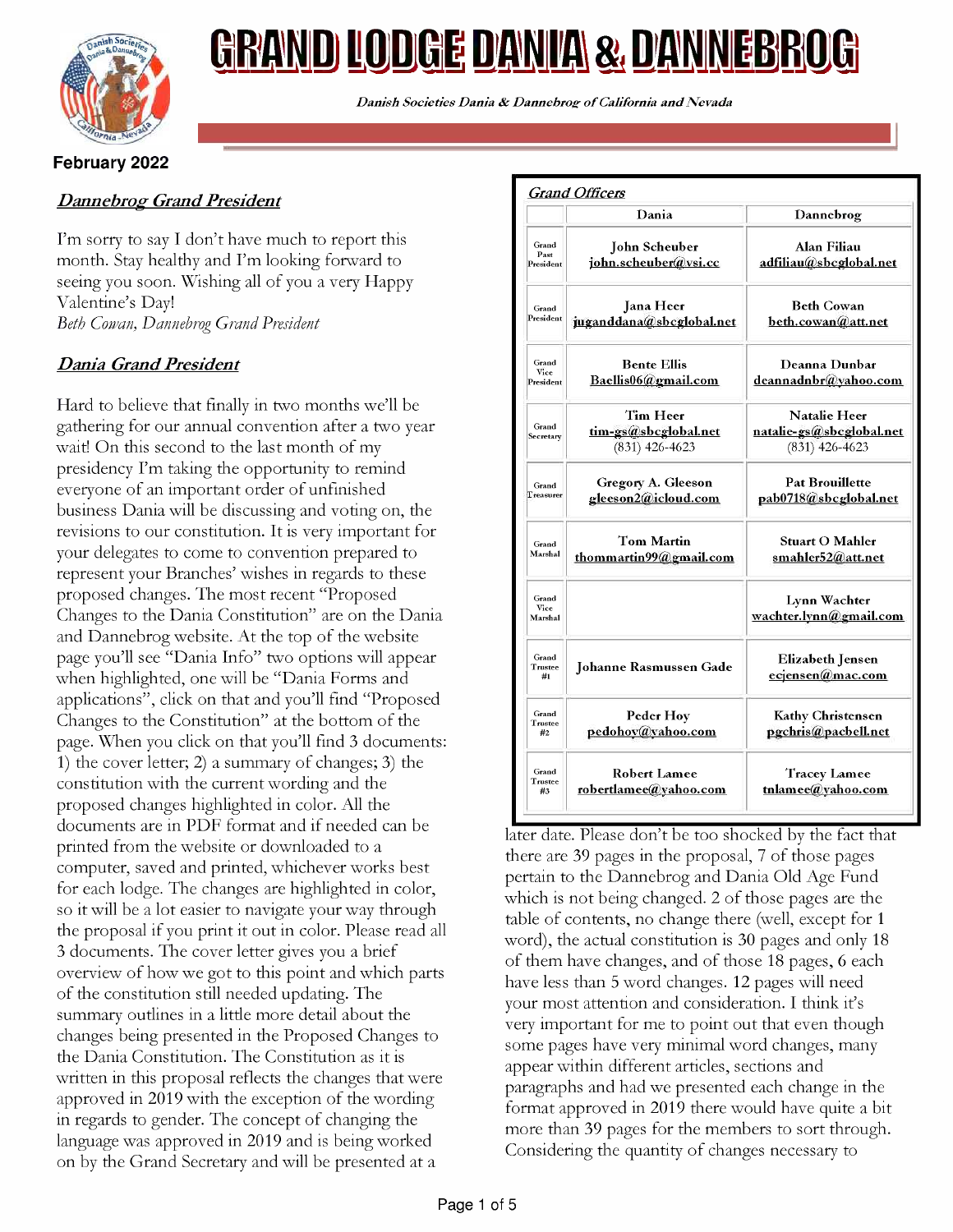# GRAND LODGE DANIA & DANNEBROG

*Danish Societies Dania & Dannebrog of California and Nevada*

**February 2022**

## *Dannebrog Grand President*

I'm sorry to say I don't have much to report this month. Stay healthy and I'm looking forward to seeing you soon. Wishing all of you a very Happy Valentine's Day!
*Beth Cowan, Dannebrog Grand President*

## *Dania Grand President*

Hard to believe that finally in two months we'll be gathering for our annual convention after a two year wait! On this second to the last month of my presidency I'm taking the opportunity to remind everyone of an important order of unfinished business Dania will be discussing and voting on, the revisions to our constitution. It is very important for your delegates to come to convention prepared to represent your Branches' wishes in regards to these proposed changes. The most recent "Proposed Changes to the Dania Constitution" are on the Dania and Dannebrog website. At the top of the website page you'll see "Dania Info" two options will appear when highlighted, one will be "Dania Forms and applications", click on that and you'll find "Proposed Changes to the Constitution" at the bottom of the page. When you click on that you'll find 3 documents: 1) the cover letter; 2) a summary of changes; 3) the constitution with the current wording and the proposed changes highlighted in color. All the documents are in PDF format and if needed can be printed from the website or downloaded to a computer, saved and printed, whichever works best for each lodge. The changes are highlighted in color, so it will be a lot easier to navigate your way through the proposal if you print it out in color. Please read all 3 documents. The cover letter gives you a brief overview of how we got to this point and which parts of the constitution still needed updating. The summary outlines in a little more detail about the changes being presented in the Proposed Changes to the Dania Constitution. The Constitution as it is written in this proposal reflects the changes that were approved in 2019 with the exception of the wording in regards to gender. The concept of changing the language was approved in 2019 and is being worked on by the Grand Secretary and will be presented at a later date. Please don't be too shocked by the fact that there are 39 pages in the proposal, 7 of those pages pertain to the Dannebrog and Dania Old Age Fund which is not being changed. 2 of those pages are the table of contents, no change there (well, except for 1 word), the actual constitution is 30 pages and only 18 of them have changes, and of those 18 pages, 6 each have less than 5 word changes. 12 pages will need your most attention and consideration. I think it's very important for me to point out that even though some pages have very minimal word changes, many appear within different articles, sections and paragraphs and had we presented each change in the format approved in 2019 there would have quite a bit more than 39 pages for the members to sort through. Considering the quantity of changes necessary to

### *Grand Officers*

| | Dania | Dannebrog |
|---|---|---|
| Grand Past President | John Scheuber john.scheuber@vsi.cc | Alan Filiau adfiliau@sbcglobal.net |
| Grand President | Jana Heer juganddana@sbcglobal.net | Beth Cowan beth.cowan@att.net |
| Grand Vice President | Bente Ellis Baellis06@gmail.com | Deanna Dunbar deannadnbr@yahoo.com |
| Grand Secretary | Tim Heer tim-gs@sbcglobal.net (831) 426-4623 | Natalie Heer natalie-gs@sbcglobal.net (831) 426-4623 |
| Grand Treasurer | Gregory A. Gleeson gleeson2@icloud.com | Pat Brouillette pab0718@sbcglobal.net |
| Grand Marshal | Tom Martin thommartin99@gmail.com | Stuart O Mahler smahler52@att.net |
| Grand Vice Marshal | | Lynn Wachter wachter.lynn@gmail.com |
| Grand Trustee #1 | Johanne Rasmussen Gade | Elizabeth Jensen ecjensen@mac.com |
| Grand Trustee #2 | Peder Hoy pedohoy@yahoo.com | Kathy Christensen pgchris@pacbell.net |
| Grand Trustee #3 | Robert Lamee robertlamee@yahoo.com | Tracey Lamee tnlamee@yahoo.com |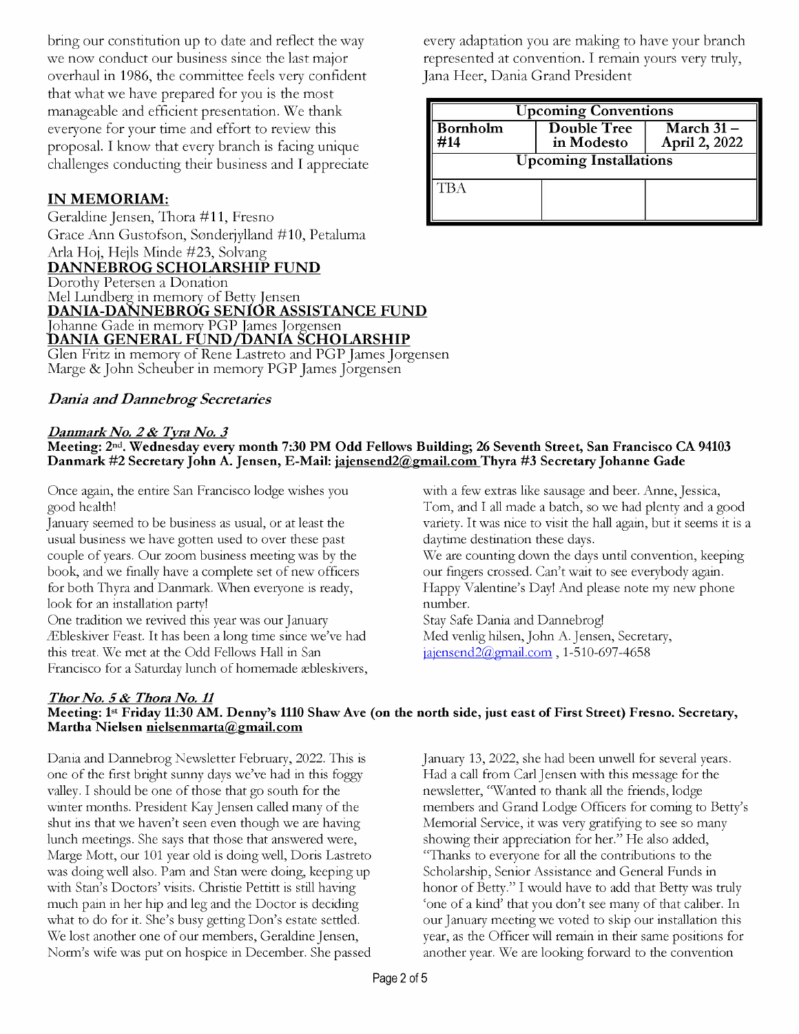bring our constitution up to date and reflect the way we now conduct our business since the last major overhaul in 1986, the committee feels very confident that what we have prepared for you is the most manageable and efficient presentation. We thank everyone for your time and effort to review this proposal. I know that every branch is facing unique challenges conducting their business and I appreciate every adaptation you are making to have your branch represented at convention. I remain yours very truly, Jana Heer, Dania Grand President

| Upcoming Conventions | | |
|---|---|---|
| **Bornholm #14** | **Double Tree in Modesto** | **March 31 – April 2, 2022** |
| **Upcoming Installations** | | |
| TBA | | |

## IN MEMORIAM:

Geraldine Jensen, Thora #11, Fresno
Grace Ann Gustofson, Sonderjylland #10, Petaluma
Arla Hoj, Hejls Minde #23, Solvang

## DANNEBROG SCHOLARSHIP FUND

Dorothy Petersen a Donation
Mel Lundberg in memory of Betty Jensen

## DANIA-DANNEBROG SENIOR ASSISTANCE FUND

Johanne Gade in memory PGP James Jorgensen

## DANIA GENERAL FUND/DANIA SCHOLARSHIP

Glen Fritz in memory of Rene Lastreto and PGP James Jorgensen
Marge & John Scheuber in memory PGP James Jorgensen

## *Dania and Dannebrog Secretaries*

### *Danmark No. 2 & Tyra No. 3*

**Meeting: 2nd. Wednesday every month 7:30 PM Odd Fellows Building; 26 Seventh Street, San Francisco CA 94103 Danmark #2 Secretary John A. Jensen, E-Mail: jajensend2@gmail.com Thyra #3 Secretary Johanne Gade**

Once again, the entire San Francisco lodge wishes you good health!

January seemed to be business as usual, or at least the usual business we have gotten used to over these past couple of years. Our zoom business meeting was by the book, and we finally have a complete set of new officers for both Thyra and Danmark. When everyone is ready, look for an installation party!

One tradition we revived this year was our January Æbleskiver Feast. It has been a long time since we've had this treat. We met at the Odd Fellows Hall in San Francisco for a Saturday lunch of homemade æbleskivers, with a few extras like sausage and beer. Anne, Jessica, Tom, and I all made a batch, so we had plenty and a good variety. It was nice to visit the hall again, but it seems it is a daytime destination these days.

We are counting down the days until convention, keeping our fingers crossed. Can't wait to see everybody again.

Happy Valentine's Day! And please note my new phone number.

Stay Safe Dania and Dannebrog!

Med venlig hilsen, John A. Jensen, Secretary, jajensend2@gmail.com , 1-510-697-4658

### *Thor No. 5 & Thora No. 11*

**Meeting: 1st Friday 11:30 AM. Denny's 1110 Shaw Ave (on the north side, just east of First Street) Fresno. Secretary, Martha Nielsen nielsenmarta@gmail.com**

Dania and Dannebrog Newsletter February, 2022. This is one of the first bright sunny days we've had in this foggy valley. I should be one of those that go south for the winter months. President Kay Jensen called many of the shut ins that we haven't seen even though we are having lunch meetings. She says that those that answered were, Marge Mott, our 101 year old is doing well, Doris Lastreto was doing well also. Pam and Stan were doing, keeping up with Stan's Doctors' visits. Christie Pettitt is still having much pain in her hip and leg and the Doctor is deciding what to do for it. She's busy getting Don's estate settled. We lost another one of our members, Geraldine Jensen, Norm's wife was put on hospice in December. She passed January 13, 2022, she had been unwell for several years. Had a call from Carl Jensen with this message for the newsletter, "Wanted to thank all the friends, lodge members and Grand Lodge Officers for coming to Betty's Memorial Service, it was very gratifying to see so many showing their appreciation for her." He also added, "Thanks to everyone for all the contributions to the Scholarship, Senior Assistance and General Funds in honor of Betty." I would have to add that Betty was truly 'one of a kind' that you don't see many of that caliber. In our January meeting we voted to skip our installation this year, as the Officer will remain in their same positions for another year. We are looking forward to the convention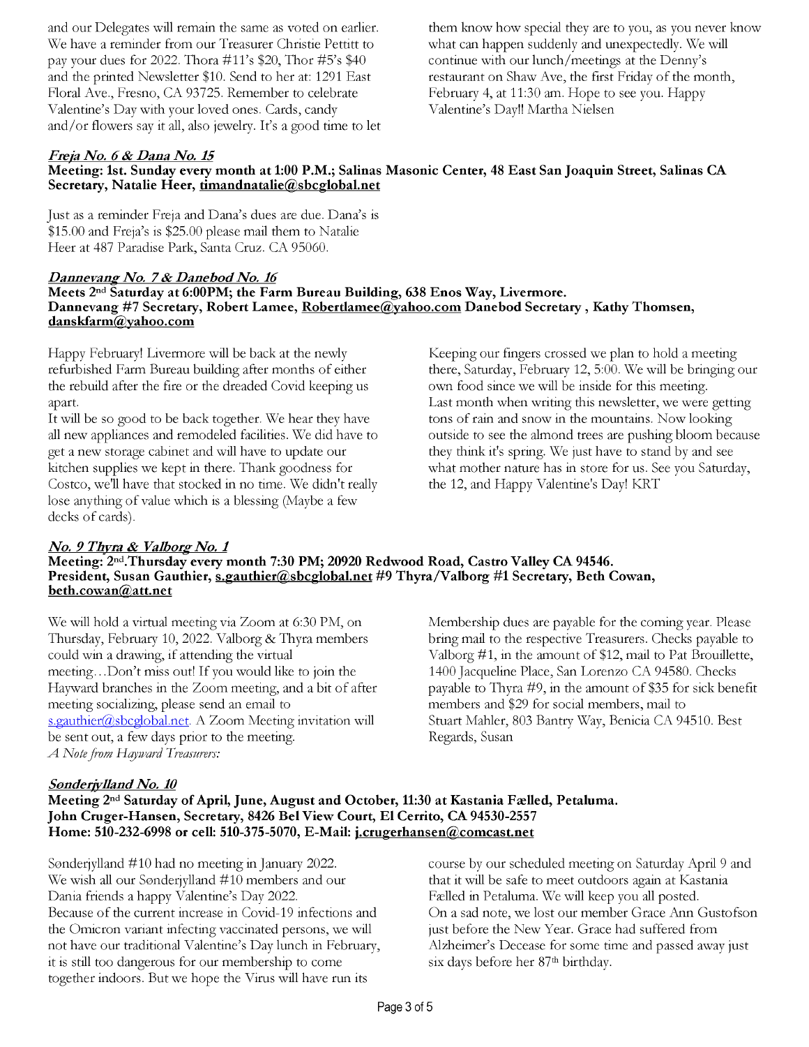and our Delegates will remain the same as voted on earlier. We have a reminder from our Treasurer Christie Pettitt to pay your dues for 2022. Thora #11's $20, Thor #5's $40 and the printed Newsletter $10. Send to her at: 1291 East Floral Ave., Fresno, CA 93725. Remember to celebrate Valentine's Day with your loved ones. Cards, candy and/or flowers say it all, also jewelry. It's a good time to let them know how special they are to you, as you never know what can happen suddenly and unexpectedly. We will continue with our lunch/meetings at the Denny's restaurant on Shaw Ave, the first Friday of the month, February 4, at 11:30 am. Hope to see you. Happy Valentine's Day!! Martha Nielsen

### ***Freja No. 6 & Dana No. 15***

**Meeting: 1st. Sunday every month at 1:00 P.M.; Salinas Masonic Center, 48 East San Joaquin Street, Salinas CA**
**Secretary, Natalie Heer, timandnatalie@sbcglobal.net**

Just as a reminder Freja and Dana's dues are due. Dana's is $15.00 and Freja's is $25.00 please mail them to Natalie Heer at 487 Paradise Park, Santa Cruz. CA 95060.

### ***Dannevang No. 7 & Danebod No. 16***

**Meets 2nd Saturday at 6:00PM; the Farm Bureau Building, 638 Enos Way, Livermore.**
**Dannevang #7 Secretary, Robert Lamee, Robertlamee@yahoo.com Danebod Secretary , Kathy Thomsen, danskfarm@yahoo.com**

Happy February! Livermore will be back at the newly refurbished Farm Bureau building after months of either the rebuild after the fire or the dreaded Covid keeping us apart.
It will be so good to be back together. We hear they have all new appliances and remodeled facilities. We did have to get a new storage cabinet and will have to update our kitchen supplies we kept in there. Thank goodness for Costco, we'll have that stocked in no time. We didn't really lose anything of value which is a blessing (Maybe a few decks of cards).
Keeping our fingers crossed we plan to hold a meeting there, Saturday, February 12, 5:00. We will be bringing our own food since we will be inside for this meeting.
Last month when writing this newsletter, we were getting tons of rain and snow in the mountains. Now looking outside to see the almond trees are pushing bloom because they think it's spring. We just have to stand by and see what mother nature has in store for us. See you Saturday, the 12, and Happy Valentine's Day! KRT

### ***No. 9 Thyra & Valborg No. 1***

**Meeting: 2nd.Thursday every month 7:30 PM; 20920 Redwood Road, Castro Valley CA 94546.**
**President, Susan Gauthier, s.gauthier@sbcglobal.net #9 Thyra/Valborg #1 Secretary, Beth Cowan, beth.cowan@att.net**

We will hold a virtual meeting via Zoom at 6:30 PM, on Thursday, February 10, 2022. Valborg & Thyra members could win a drawing, if attending the virtual meeting…Don't miss out! If you would like to join the Hayward branches in the Zoom meeting, and a bit of after meeting socializing, please send an email to s.gauthier@sbcglobal.net. A Zoom Meeting invitation will be sent out, a few days prior to the meeting.
*A Note from Hayward Treasurers:*
Membership dues are payable for the coming year. Please bring mail to the respective Treasurers. Checks payable to Valborg #1, in the amount of $12, mail to Pat Brouillette, 1400 Jacqueline Place, San Lorenzo CA 94580. Checks payable to Thyra #9, in the amount of $35 for sick benefit members and $29 for social members, mail to Stuart Mahler, 803 Bantry Way, Benicia CA 94510. Best Regards, Susan

### ***Sønderjylland No. 10***

**Meeting 2nd Saturday of April, June, August and October, 11:30 at Kastania Fælled, Petaluma.**
**John Cruger-Hansen, Secretary, 8426 Bel View Court, El Cerrito, CA 94530-2557**
**Home: 510-232-6998 or cell: 510-375-5070, E-Mail: j.crugerhansen@comcast.net**

Sønderjylland #10 had no meeting in January 2022.
We wish all our Sønderjylland #10 members and our Dania friends a happy Valentine's Day 2022.
Because of the current increase in Covid-19 infections and the Omicron variant infecting vaccinated persons, we will not have our traditional Valentine's Day lunch in February, it is still too dangerous for our membership to come together indoors. But we hope the Virus will have run its course by our scheduled meeting on Saturday April 9 and that it will be safe to meet outdoors again at Kastania Fælled in Petaluma. We will keep you all posted.
On a sad note, we lost our member Grace Ann Gustofson just before the New Year. Grace had suffered from Alzheimer's Decease for some time and passed away just six days before her 87th birthday.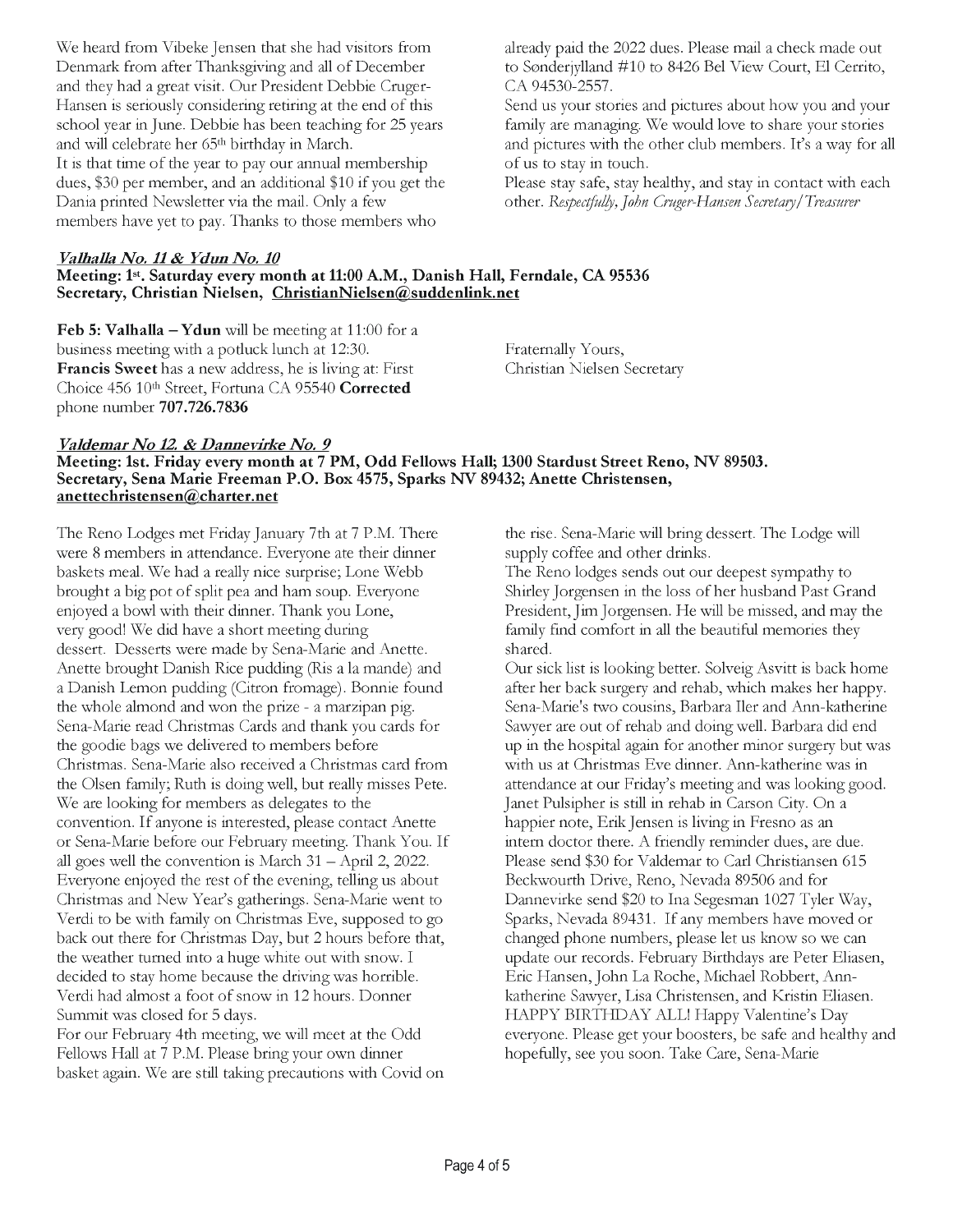We heard from Vibeke Jensen that she had visitors from Denmark from after Thanksgiving and all of December and they had a great visit. Our President Debbie Cruger-Hansen is seriously considering retiring at the end of this school year in June. Debbie has been teaching for 25 years and will celebrate her 65th birthday in March.

It is that time of the year to pay our annual membership dues, $30 per member, and an additional $10 if you get the Dania printed Newsletter via the mail. Only a few members have yet to pay. Thanks to those members who already paid the 2022 dues. Please mail a check made out to Sønderjylland #10 to 8426 Bel View Court, El Cerrito, CA 94530-2557.

Send us your stories and pictures about how you and your family are managing. We would love to share your stories and pictures with the other club members. It's a way for all of us to stay in touch.

Please stay safe, stay healthy, and stay in contact with each other. *Respectfully, John Cruger-Hansen Secretary/Treasurer*

### ***Valhalla No. 11 & Ydun No. 10***

**Meeting: 1st. Saturday every month at 11:00 A.M., Danish Hall, Ferndale, CA 95536**
**Secretary, Christian Nielsen, ChristianNielsen@suddenlink.net**

**Feb 5: Valhalla – Ydun** will be meeting at 11:00 for a business meeting with a potluck lunch at 12:30.
**Francis Sweet** has a new address, he is living at: First Choice 456 10th Street, Fortuna CA 95540 **Corrected** phone number **707.726.7836**

Fraternally Yours,
Christian Nielsen Secretary

### ***Valdemar No 12. & Dannevirke No. 9***

**Meeting: 1st. Friday every month at 7 PM, Odd Fellows Hall; 1300 Stardust Street Reno, NV 89503.**
**Secretary, Sena Marie Freeman P.O. Box 4575, Sparks NV 89432; Anette Christensen, anettechristensen@charter.net**

The Reno Lodges met Friday January 7th at 7 P.M. There were 8 members in attendance. Everyone ate their dinner baskets meal. We had a really nice surprise; Lone Webb brought a big pot of split pea and ham soup. Everyone enjoyed a bowl with their dinner. Thank you Lone, very good! We did have a short meeting during dessert. Desserts were made by Sena-Marie and Anette. Anette brought Danish Rice pudding (Ris a la mande) and a Danish Lemon pudding (Citron fromage). Bonnie found the whole almond and won the prize - a marzipan pig. Sena-Marie read Christmas Cards and thank you cards for the goodie bags we delivered to members before Christmas. Sena-Marie also received a Christmas card from the Olsen family; Ruth is doing well, but really misses Pete. We are looking for members as delegates to the convention. If anyone is interested, please contact Anette or Sena-Marie before our February meeting. Thank You. If all goes well the convention is March 31 – April 2, 2022. Everyone enjoyed the rest of the evening, telling us about Christmas and New Year's gatherings. Sena-Marie went to Verdi to be with family on Christmas Eve, supposed to go back out there for Christmas Day, but 2 hours before that, the weather turned into a huge white out with snow. I decided to stay home because the driving was horrible. Verdi had almost a foot of snow in 12 hours. Donner Summit was closed for 5 days.

For our February 4th meeting, we will meet at the Odd Fellows Hall at 7 P.M. Please bring your own dinner basket again. We are still taking precautions with Covid on the rise. Sena-Marie will bring dessert. The Lodge will supply coffee and other drinks.

The Reno lodges sends out our deepest sympathy to Shirley Jorgensen in the loss of her husband Past Grand President, Jim Jorgensen. He will be missed, and may the family find comfort in all the beautiful memories they shared.

Our sick list is looking better. Solveig Asvitt is back home after her back surgery and rehab, which makes her happy. Sena-Marie's two cousins, Barbara Iler and Ann-katherine Sawyer are out of rehab and doing well. Barbara did end up in the hospital again for another minor surgery but was with us at Christmas Eve dinner. Ann-katherine was in attendance at our Friday's meeting and was looking good. Janet Pulsipher is still in rehab in Carson City. On a happier note, Erik Jensen is living in Fresno as an intern doctor there. A friendly reminder dues, are due. Please send $30 for Valdemar to Carl Christiansen 615 Beckwourth Drive, Reno, Nevada 89506 and for Dannevirke send $20 to Ina Segesman 1027 Tyler Way, Sparks, Nevada 89431. If any members have moved or changed phone numbers, please let us know so we can update our records. February Birthdays are Peter Eliasen, Eric Hansen, John La Roche, Michael Robbert, Ann-katherine Sawyer, Lisa Christensen, and Kristin Eliasen. HAPPY BIRTHDAY ALL! Happy Valentine's Day everyone. Please get your boosters, be safe and healthy and hopefully, see you soon. Take Care, Sena-Marie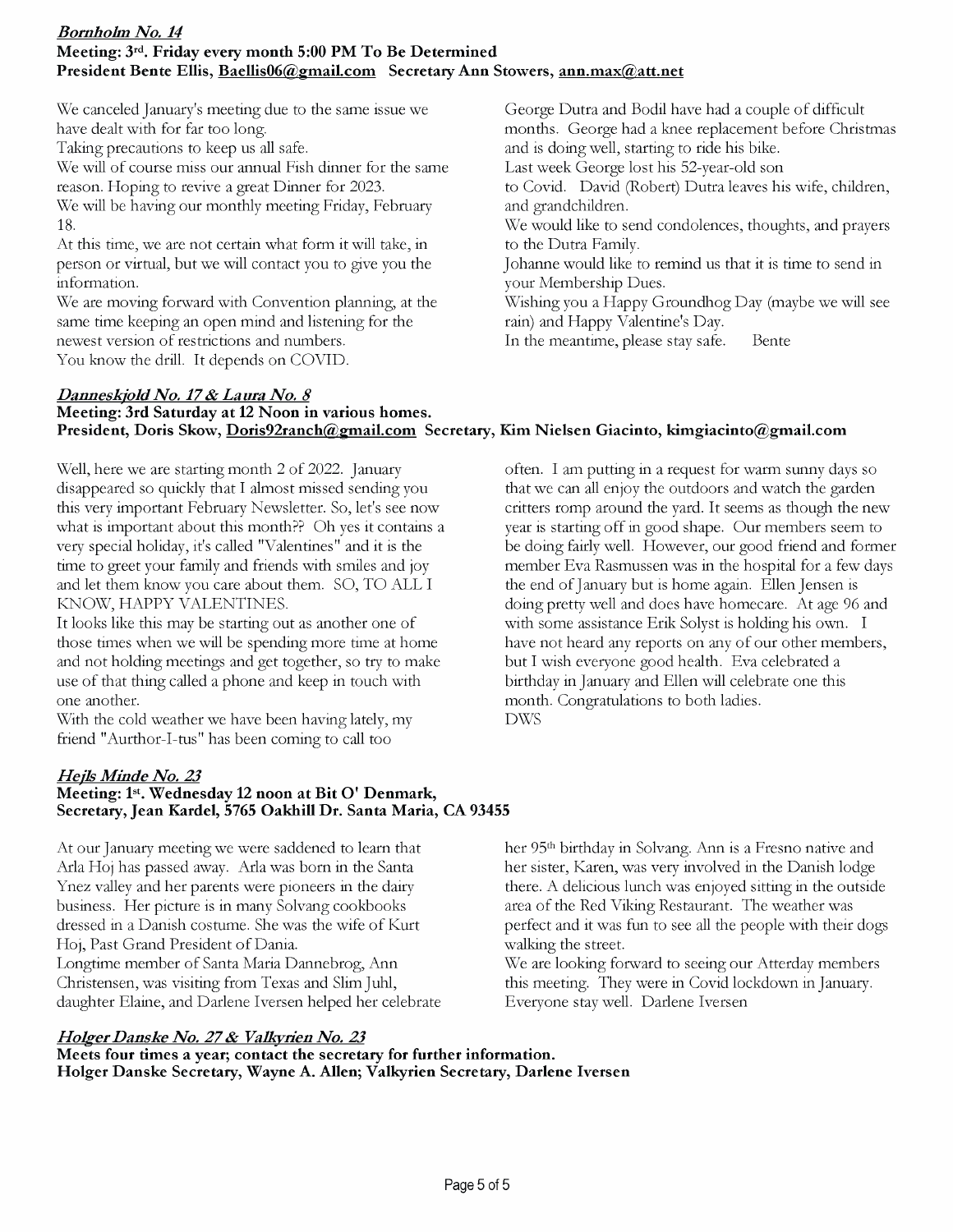## *Bornholm No. 14*

**Meeting: 3rd. Friday every month 5:00 PM To Be Determined**
**President Bente Ellis, Baellis06@gmail.com Secretary Ann Stowers, ann.max@att.net**

We canceled January's meeting due to the same issue we have dealt with for far too long.
Taking precautions to keep us all safe.
We will of course miss our annual Fish dinner for the same reason. Hoping to revive a great Dinner for 2023.
We will be having our monthly meeting Friday, February 18.
At this time, we are not certain what form it will take, in person or virtual, but we will contact you to give you the information.
We are moving forward with Convention planning, at the same time keeping an open mind and listening for the newest version of restrictions and numbers.
You know the drill. It depends on COVID.
George Dutra and Bodil have had a couple of difficult months. George had a knee replacement before Christmas and is doing well, starting to ride his bike.
Last week George lost his 52-year-old son to Covid. David (Robert) Dutra leaves his wife, children, and grandchildren.
We would like to send condolences, thoughts, and prayers to the Dutra Family.
Johanne would like to remind us that it is time to send in your Membership Dues.
Wishing you a Happy Groundhog Day (maybe we will see rain) and Happy Valentine's Day.
In the meantime, please stay safe. Bente

## *Danneskjold No. 17 & Laura No. 8*

**Meeting: 3rd Saturday at 12 Noon in various homes.**
**President, Doris Skow, Doris92ranch@gmail.com Secretary, Kim Nielsen Giacinto, kimgiacinto@gmail.com**

Well, here we are starting month 2 of 2022. January disappeared so quickly that I almost missed sending you this very important February Newsletter. So, let's see now what is important about this month?? Oh yes it contains a very special holiday, it's called "Valentines" and it is the time to greet your family and friends with smiles and joy and let them know you care about them. SO, TO ALL I KNOW, HAPPY VALENTINES.
It looks like this may be starting out as another one of those times when we will be spending more time at home and not holding meetings and get together, so try to make use of that thing called a phone and keep in touch with one another.
With the cold weather we have been having lately, my friend "Aurthor-I-tus" has been coming to call too often. I am putting in a request for warm sunny days so that we can all enjoy the outdoors and watch the garden critters romp around the yard. It seems as though the new year is starting off in good shape. Our members seem to be doing fairly well. However, our good friend and former member Eva Rasmussen was in the hospital for a few days the end of January but is home again. Ellen Jensen is doing pretty well and does have homecare. At age 96 and with some assistance Erik Solyst is holding his own. I have not heard any reports on any of our other members, but I wish everyone good health. Eva celebrated a birthday in January and Ellen will celebrate one this month. Congratulations to both ladies.
DWS

## *Hejls Minde No. 23*

**Meeting: 1st. Wednesday 12 noon at Bit O' Denmark,**
**Secretary, Jean Kardel, 5765 Oakhill Dr. Santa Maria, CA 93455**

At our January meeting we were saddened to learn that Arla Hoj has passed away. Arla was born in the Santa Ynez valley and her parents were pioneers in the dairy business. Her picture is in many Solvang cookbooks dressed in a Danish costume. She was the wife of Kurt Hoj, Past Grand President of Dania.
Longtime member of Santa Maria Dannebrog, Ann Christensen, was visiting from Texas and Slim Juhl, daughter Elaine, and Darlene Iversen helped her celebrate her 95th birthday in Solvang. Ann is a Fresno native and her sister, Karen, was very involved in the Danish lodge there. A delicious lunch was enjoyed sitting in the outside area of the Red Viking Restaurant. The weather was perfect and it was fun to see all the people with their dogs walking the street.
We are looking forward to seeing our Atterday members this meeting. They were in Covid lockdown in January.
Everyone stay well. Darlene Iversen

## *Holger Danske No. 27 & Valkyrien No. 23*

**Meets four times a year; contact the secretary for further information.**
**Holger Danske Secretary, Wayne A. Allen; Valkyrien Secretary, Darlene Iversen**